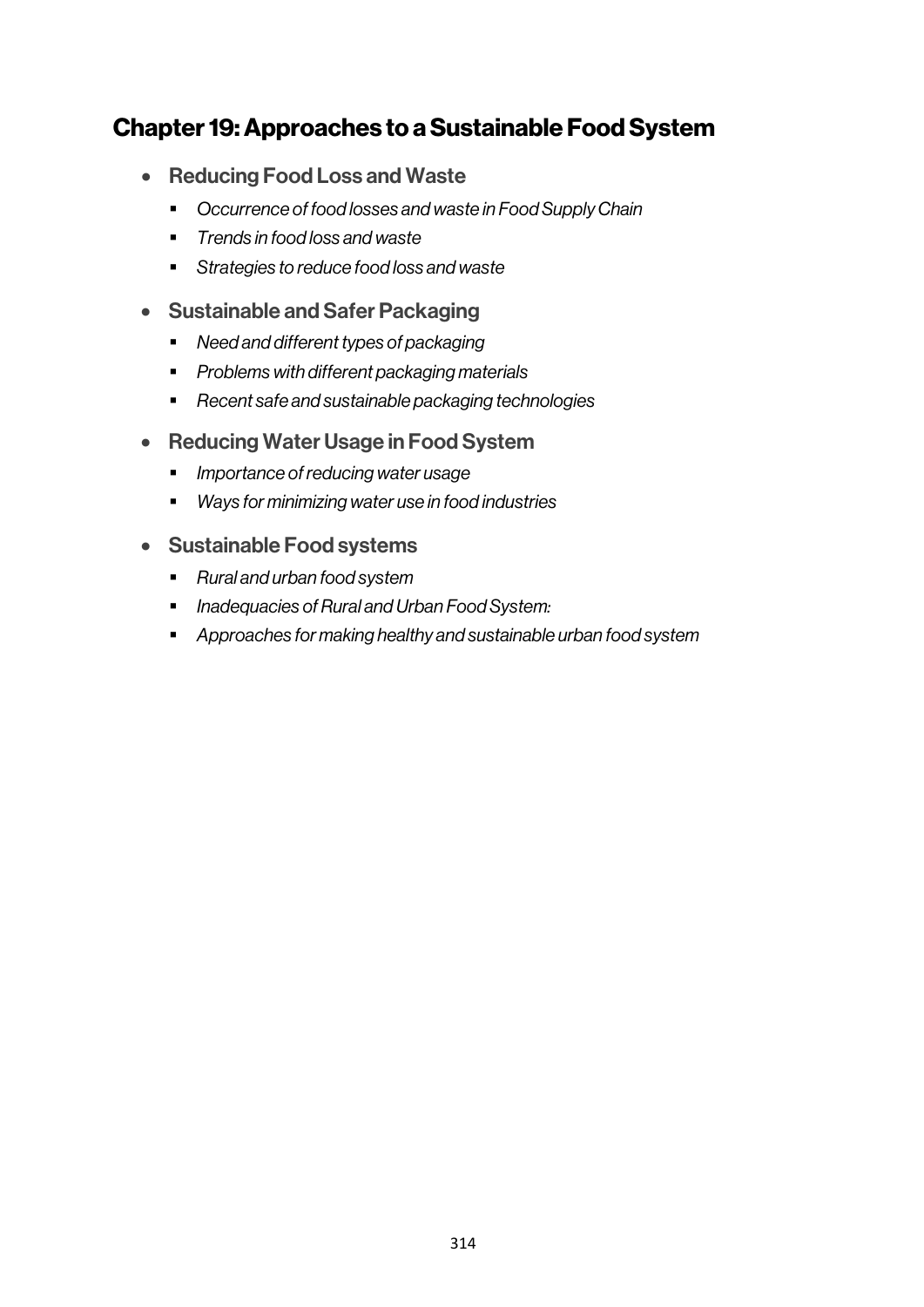# Chapter 19: Approaches to a Sustainable Food System

- **Reducing Food Loss and Waste**
  - *Occurrence of food losses and waste in Food Supply Chain*
  - *Trends in food loss and waste*
  - *Strategies to reduce food loss and waste*
- **Sustainable and Safer Packaging**
  - *Need and different types of packaging*
  - *Problems with different packaging materials*
  - *Recent safe and sustainable packaging technologies*
- **Reducing Water Usage in Food System**
  - *Importance of reducing water usage*
  - *Ways for minimizing water use in food industries*
- **Sustainable Food systems**
  - *Rural and urban food system*
  - *Inadequacies of Rural and Urban Food System:*
  - *Approaches for making healthy and sustainable urban food system*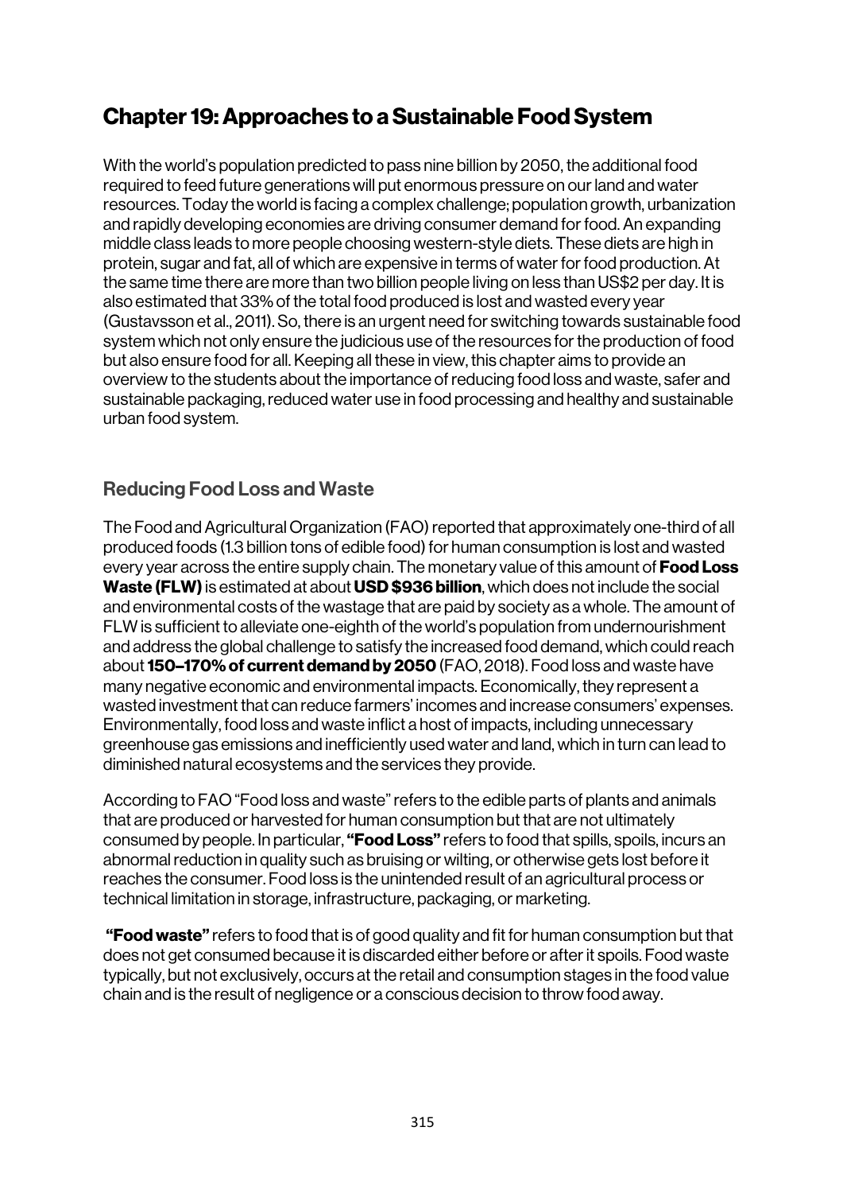# Chapter 19: Approaches to a Sustainable Food System

With the world's population predicted to pass nine billion by 2050, the additional food required to feed future generations will put enormous pressure on our land and water resources. Today the world is facing a complex challenge; population growth, urbanization and rapidly developing economies are driving consumer demand for food. An expanding middle class leads to more people choosing western-style diets. These diets are high in protein, sugar and fat, all of which are expensive in terms of water for food production. At the same time there are more than two billion people living on less than US$2 per day. It is also estimated that 33% of the total food produced is lost and wasted every year (Gustavsson et al., 2011). So, there is an urgent need for switching towards sustainable food system which not only ensure the judicious use of the resources for the production of food but also ensure food for all. Keeping all these in view, this chapter aims to provide an overview to the students about the importance of reducing food loss and waste, safer and sustainable packaging, reduced water use in food processing and healthy and sustainable urban food system.

## Reducing Food Loss and Waste

The Food and Agricultural Organization (FAO) reported that approximately one-third of all produced foods (1.3 billion tons of edible food) for human consumption is lost and wasted every year across the entire supply chain. The monetary value of this amount of **Food Loss Waste (FLW)** is estimated at about **USD $936 billion**, which does not include the social and environmental costs of the wastage that are paid by society as a whole. The amount of FLW is sufficient to alleviate one-eighth of the world's population from undernourishment and address the global challenge to satisfy the increased food demand, which could reach about **150–170% of current demand by 2050** (FAO, 2018). Food loss and waste have many negative economic and environmental impacts. Economically, they represent a wasted investment that can reduce farmers' incomes and increase consumers' expenses. Environmentally, food loss and waste inflict a host of impacts, including unnecessary greenhouse gas emissions and inefficiently used water and land, which in turn can lead to diminished natural ecosystems and the services they provide.

According to FAO "Food loss and waste" refers to the edible parts of plants and animals that are produced or harvested for human consumption but that are not ultimately consumed by people. In particular, **"Food Loss"** refers to food that spills, spoils, incurs an abnormal reduction in quality such as bruising or wilting, or otherwise gets lost before it reaches the consumer. Food loss is the unintended result of an agricultural process or technical limitation in storage, infrastructure, packaging, or marketing.

**"Food waste"** refers to food that is of good quality and fit for human consumption but that does not get consumed because it is discarded either before or after it spoils. Food waste typically, but not exclusively, occurs at the retail and consumption stages in the food value chain and is the result of negligence or a conscious decision to throw food away.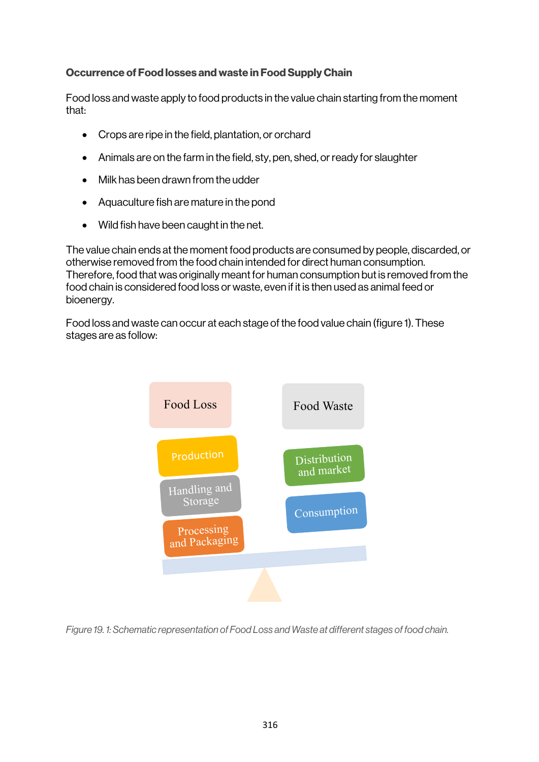**Occurrence of Food losses and waste in Food Supply Chain**

Food loss and waste apply to food products in the value chain starting from the moment that:

- Crops are ripe in the field, plantation, or orchard
- Animals are on the farm in the field, sty, pen, shed, or ready for slaughter
- Milk has been drawn from the udder
- Aquaculture fish are mature in the pond
- Wild fish have been caught in the net.

The value chain ends at the moment food products are consumed by people, discarded, or otherwise removed from the food chain intended for direct human consumption. Therefore, food that was originally meant for human consumption but is removed from the food chain is considered food loss or waste, even if it is then used as animal feed or bioenergy.

Food loss and waste can occur at each stage of the food value chain (figure 1). These stages are as follow:

Food Loss

Production

Handling and Storage

Processing and Packaging

Food Waste

Distribution and market

Consumption

*Figure 19. 1: Schematic representation of Food Loss and Waste at different stages of food chain.*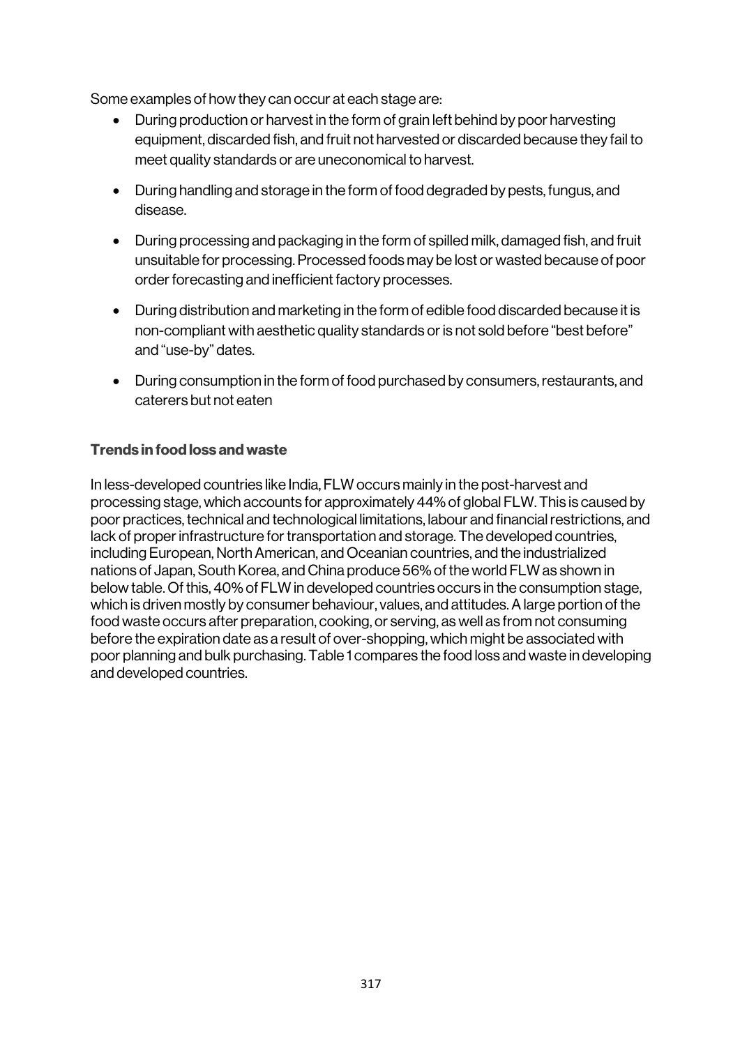Some examples of how they can occur at each stage are:

- During production or harvest in the form of grain left behind by poor harvesting equipment, discarded fish, and fruit not harvested or discarded because they fail to meet quality standards or are uneconomical to harvest.
- During handling and storage in the form of food degraded by pests, fungus, and disease.
- During processing and packaging in the form of spilled milk, damaged fish, and fruit unsuitable for processing. Processed foods may be lost or wasted because of poor order forecasting and inefficient factory processes.
- During distribution and marketing in the form of edible food discarded because it is non-compliant with aesthetic quality standards or is not sold before "best before" and "use-by" dates.
- During consumption in the form of food purchased by consumers, restaurants, and caterers but not eaten

### Trends in food loss and waste

In less-developed countries like India, FLW occurs mainly in the post-harvest and processing stage, which accounts for approximately 44% of global FLW. This is caused by poor practices, technical and technological limitations, labour and financial restrictions, and lack of proper infrastructure for transportation and storage. The developed countries, including European, North American, and Oceanian countries, and the industrialized nations of Japan, South Korea, and China produce 56% of the world FLW as shown in below table. Of this, 40% of FLW in developed countries occurs in the consumption stage, which is driven mostly by consumer behaviour, values, and attitudes. A large portion of the food waste occurs after preparation, cooking, or serving, as well as from not consuming before the expiration date as a result of over-shopping, which might be associated with poor planning and bulk purchasing. Table 1 compares the food loss and waste in developing and developed countries.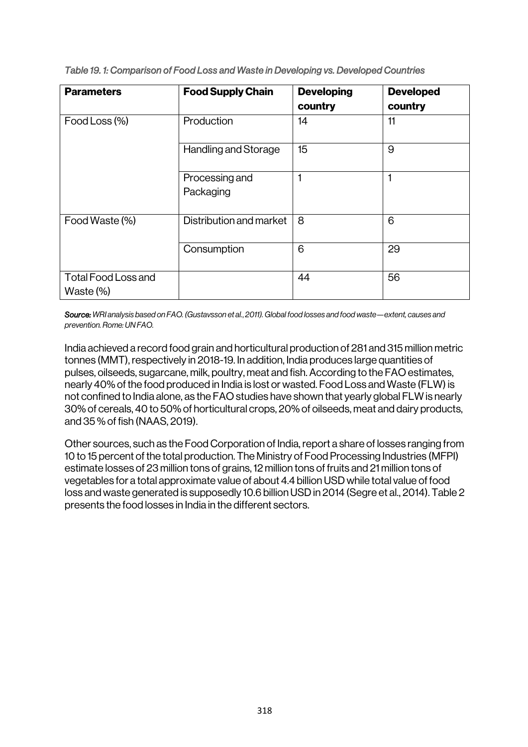*Table 19. 1: Comparison of Food Loss and Waste in Developing vs. Developed Countries*

| **Parameters** | **Food Supply Chain** | **Developing country** | **Developed country** |
|---|---|---|---|
| Food Loss (%) | Production | 14 | 11 |
| | Handling and Storage | 15 | 9 |
| | Processing and Packaging | 1 | 1 |
| Food Waste (%) | Distribution and market | 8 | 6 |
| | Consumption | 6 | 29 |
| Total Food Loss and Waste (%) | | 44 | 56 |

***Source:*** *WRI analysis based on FAO. (Gustavsson et al., 2011). Global food losses and food waste—extent, causes and prevention. Rome: UN FAO.*

India achieved a record food grain and horticultural production of 281 and 315 million metric tonnes (MMT), respectively in 2018-19. In addition, India produces large quantities of pulses, oilseeds, sugarcane, milk, poultry, meat and fish. According to the FAO estimates, nearly 40% of the food produced in India is lost or wasted. Food Loss and Waste (FLW) is not confined to India alone, as the FAO studies have shown that yearly global FLW is nearly 30% of cereals, 40 to 50% of horticultural crops, 20% of oilseeds, meat and dairy products, and 35 % of fish (NAAS, 2019).

Other sources, such as the Food Corporation of India, report a share of losses ranging from 10 to 15 percent of the total production. The Ministry of Food Processing Industries (MFPI) estimate losses of 23 million tons of grains, 12 million tons of fruits and 21 million tons of vegetables for a total approximate value of about 4.4 billion USD while total value of food loss and waste generated is supposedly 10.6 billion USD in 2014 (Segre et al., 2014). Table 2 presents the food losses in India in the different sectors.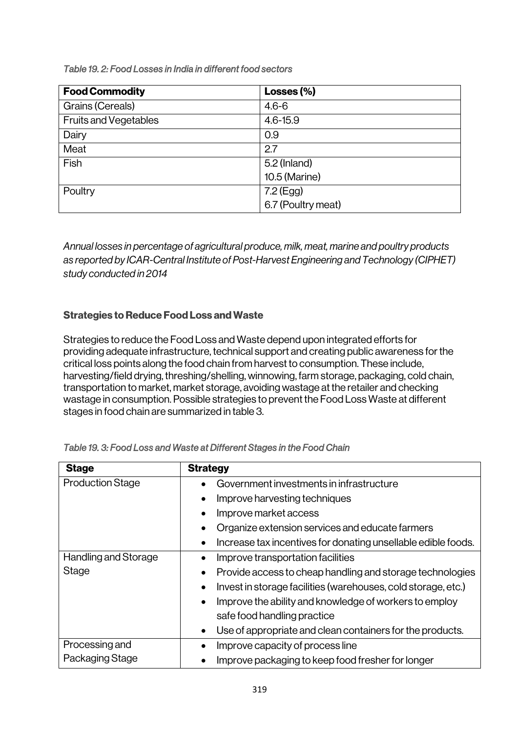*Table 19. 2: Food Losses in India in different food sectors*

| Food Commodity | Losses (%) |
| --- | --- |
| Grains (Cereals) | 4.6-6 |
| Fruits and Vegetables | 4.6-15.9 |
| Dairy | 0.9 |
| Meat | 2.7 |
| Fish | 5.2 (Inland)<br>10.5 (Marine) |
| Poultry | 7.2 (Egg)<br>6.7 (Poultry meat) |

*Annual losses in percentage of agricultural produce, milk, meat, marine and poultry products as reported by ICAR-Central Institute of Post-Harvest Engineering and Technology (CIPHET) study conducted in 2014*

### Strategies to Reduce Food Loss and Waste

Strategies to reduce the Food Loss and Waste depend upon integrated efforts for providing adequate infrastructure, technical support and creating public awareness for the critical loss points along the food chain from harvest to consumption. These include, harvesting/field drying, threshing/shelling, winnowing, farm storage, packaging, cold chain, transportation to market, market storage, avoiding wastage at the retailer and checking wastage in consumption. Possible strategies to prevent the Food Loss Waste at different stages in food chain are summarized in table 3.

*Table 19. 3: Food Loss and Waste at Different Stages in the Food Chain*

| Stage | Strategy |
| --- | --- |
| Production Stage | • Government investments in infrastructure<br>• Improve harvesting techniques<br>• Improve market access<br>• Organize extension services and educate farmers<br>• Increase tax incentives for donating unsellable edible foods. |
| Handling and Storage Stage | • Improve transportation facilities<br>• Provide access to cheap handling and storage technologies<br>• Invest in storage facilities (warehouses, cold storage, etc.)<br>• Improve the ability and knowledge of workers to employ safe food handling practice<br>• Use of appropriate and clean containers for the products. |
| Processing and Packaging Stage | • Improve capacity of process line<br>• Improve packaging to keep food fresher for longer |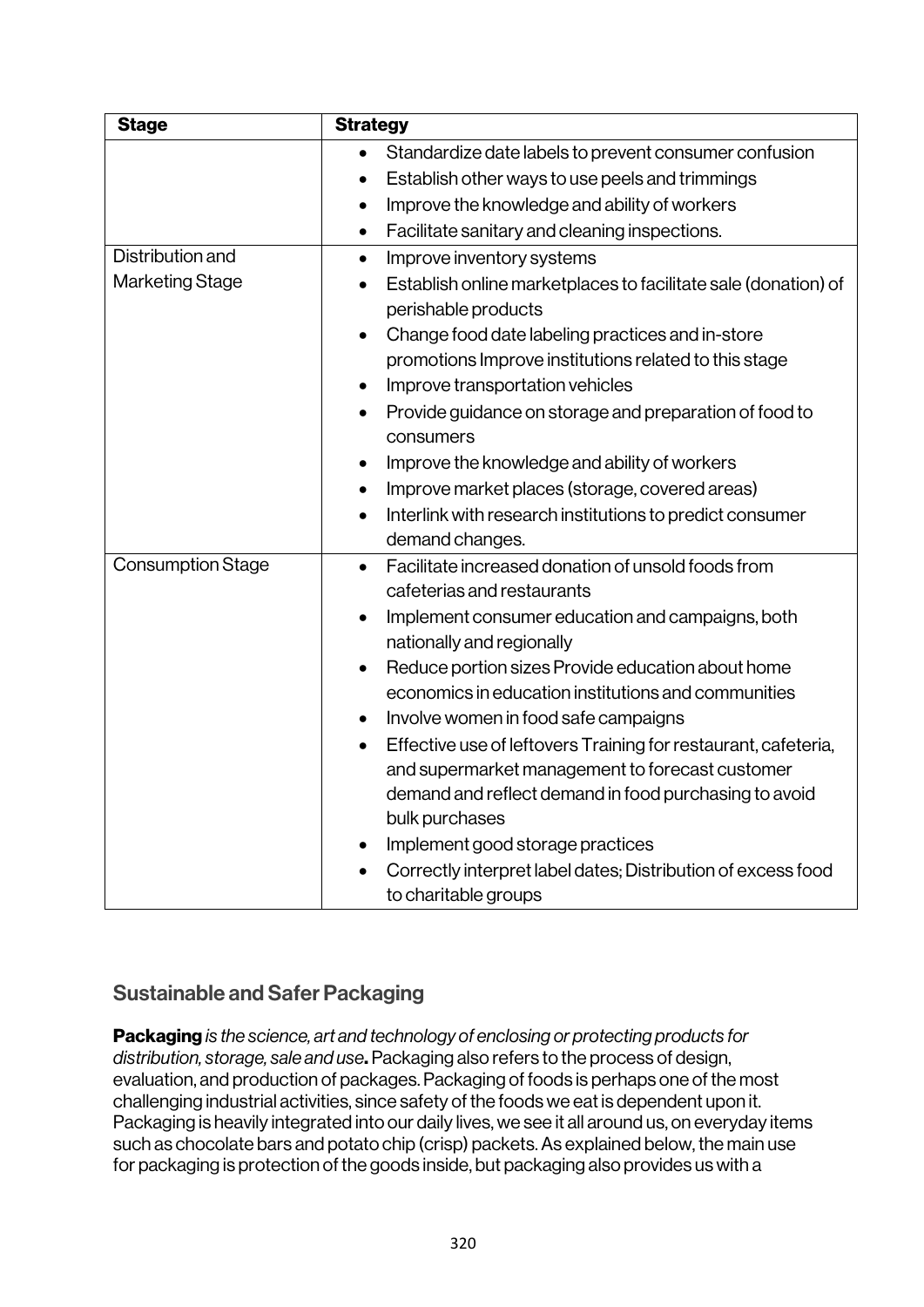| Stage | Strategy |
|---|---|
| | • Standardize date labels to prevent consumer confusion<br>• Establish other ways to use peels and trimmings<br>• Improve the knowledge and ability of workers<br>• Facilitate sanitary and cleaning inspections. |
| Distribution and Marketing Stage | • Improve inventory systems<br>• Establish online marketplaces to facilitate sale (donation) of perishable products<br>• Change food date labeling practices and in-store promotions Improve institutions related to this stage<br>• Improve transportation vehicles<br>• Provide guidance on storage and preparation of food to consumers<br>• Improve the knowledge and ability of workers<br>• Improve market places (storage, covered areas)<br>• Interlink with research institutions to predict consumer demand changes. |
| Consumption Stage | • Facilitate increased donation of unsold foods from cafeterias and restaurants<br>• Implement consumer education and campaigns, both nationally and regionally<br>• Reduce portion sizes Provide education about home economics in education institutions and communities<br>• Involve women in food safe campaigns<br>• Effective use of leftovers Training for restaurant, cafeteria, and supermarket management to forecast customer demand and reflect demand in food purchasing to avoid bulk purchases<br>• Implement good storage practices<br>• Correctly interpret label dates; Distribution of excess food to charitable groups |

## Sustainable and Safer Packaging

**Packaging** *is the science, art and technology of enclosing or protecting products for distribution, storage, sale and use***.** Packaging also refers to the process of design, evaluation, and production of packages. Packaging of foods is perhaps one of the most challenging industrial activities, since safety of the foods we eat is dependent upon it. Packaging is heavily integrated into our daily lives, we see it all around us, on everyday items such as chocolate bars and potato chip (crisp) packets. As explained below, the main use for packaging is protection of the goods inside, but packaging also provides us with a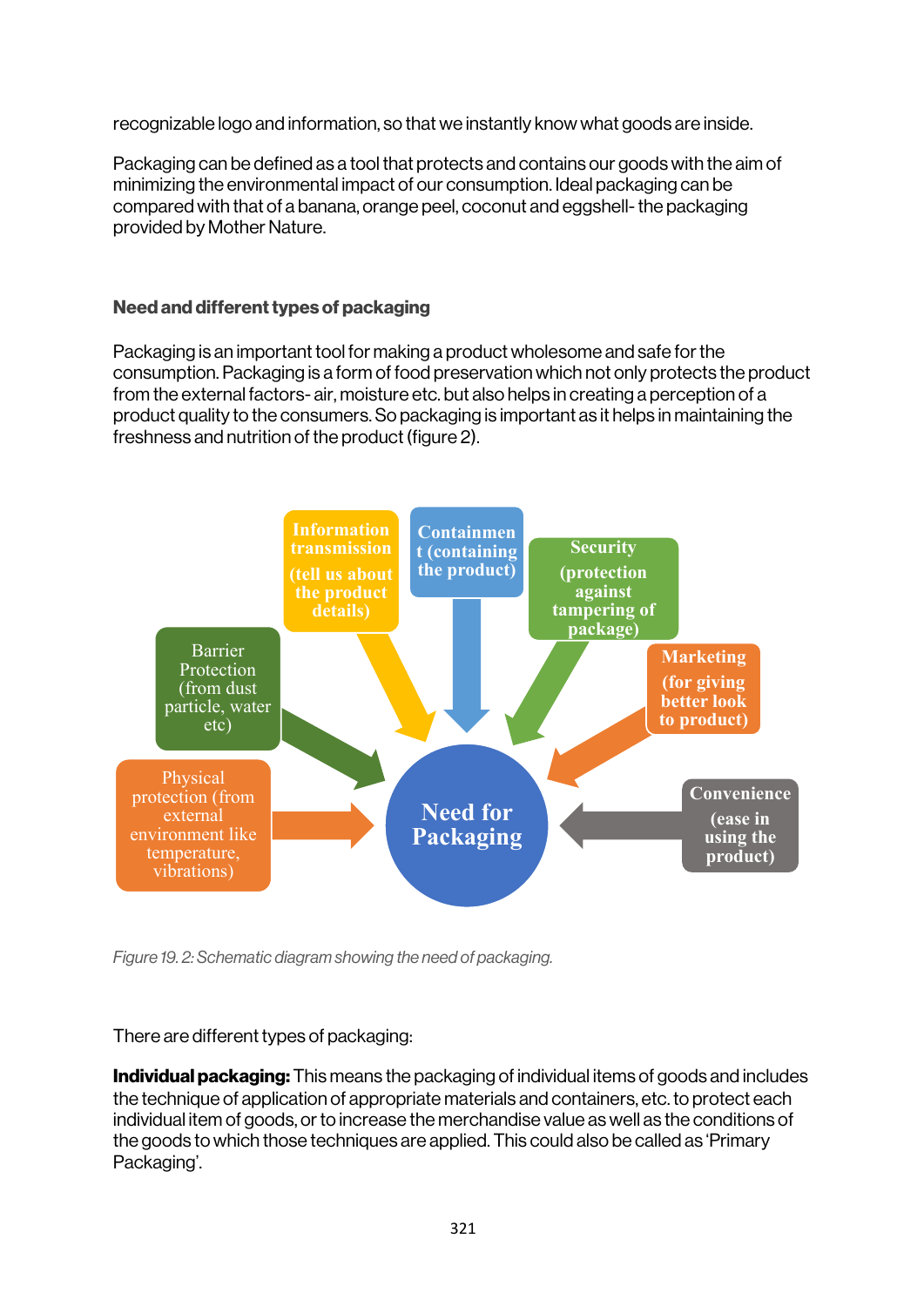recognizable logo and information, so that we instantly know what goods are inside.

Packaging can be defined as a tool that protects and contains our goods with the aim of minimizing the environmental impact of our consumption. Ideal packaging can be compared with that of a banana, orange peel, coconut and eggshell- the packaging provided by Mother Nature.

### Need and different types of packaging

Packaging is an important tool for making a product wholesome and safe for the consumption. Packaging is a form of food preservation which not only protects the product from the external factors- air, moisture etc. but also helps in creating a perception of a product quality to the consumers. So packaging is important as it helps in maintaining the freshness and nutrition of the product (figure 2).

**Need for Packaging**

- Information transmission (tell us about the product details)
- Containment (containing the product)
- Security (protection against tampering of package)
- Marketing (for giving better look to product)
- Convenience (ease in using the product)
- Physical protection (from external environment like temperature, vibrations)
- Barrier Protection (from dust particle, water etc)

*Figure 19. 2: Schematic diagram showing the need of packaging.*

There are different types of packaging:

**Individual packaging:** This means the packaging of individual items of goods and includes the technique of application of appropriate materials and containers, etc. to protect each individual item of goods, or to increase the merchandise value as well as the conditions of the goods to which those techniques are applied. This could also be called as 'Primary Packaging'.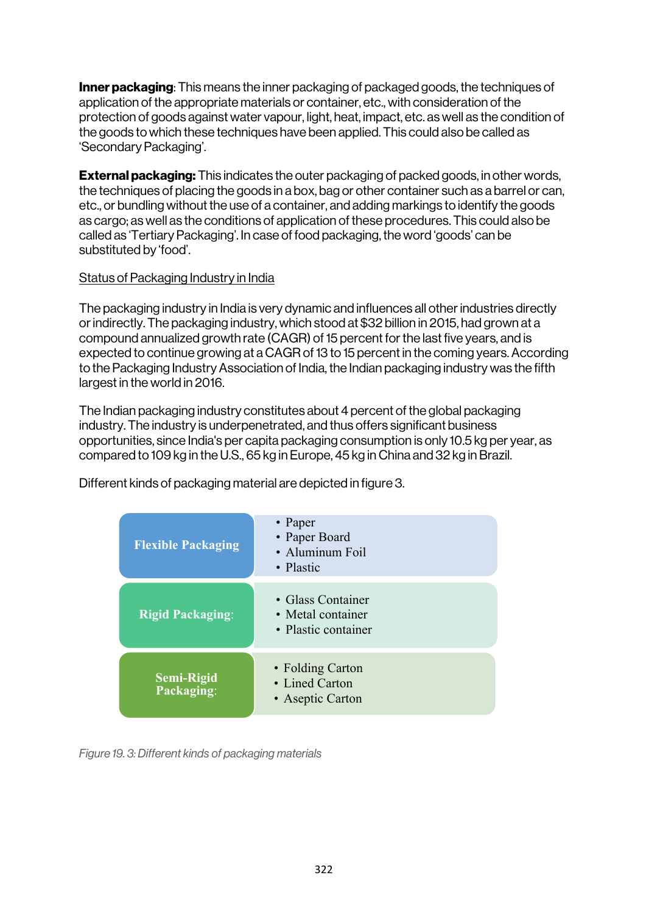**Inner packaging**: This means the inner packaging of packaged goods, the techniques of application of the appropriate materials or container, etc., with consideration of the protection of goods against water vapour, light, heat, impact, etc. as well as the condition of the goods to which these techniques have been applied. This could also be called as 'Secondary Packaging'.

**External packaging:** This indicates the outer packaging of packed goods, in other words, the techniques of placing the goods in a box, bag or other container such as a barrel or can, etc., or bundling without the use of a container, and adding markings to identify the goods as cargo; as well as the conditions of application of these procedures. This could also be called as 'Tertiary Packaging'. In case of food packaging, the word 'goods' can be substituted by 'food'.

Status of Packaging Industry in India

The packaging industry in India is very dynamic and influences all other industries directly or indirectly. The packaging industry, which stood at $32 billion in 2015, had grown at a compound annualized growth rate (CAGR) of 15 percent for the last five years, and is expected to continue growing at a CAGR of 13 to 15 percent in the coming years. According to the Packaging Industry Association of India, the Indian packaging industry was the fifth largest in the world in 2016.

The Indian packaging industry constitutes about 4 percent of the global packaging industry. The industry is underpenetrated, and thus offers significant business opportunities, since India's per capita packaging consumption is only 10.5 kg per year, as compared to 109 kg in the U.S., 65 kg in Europe, 45 kg in China and 32 kg in Brazil.

Different kinds of packaging material are depicted in figure 3.

| | |
|---|---|
| **Flexible Packaging** | • Paper<br>• Paper Board<br>• Aluminum Foil<br>• Plastic |
| **Rigid Packaging**: | • Glass Container<br>• Metal container<br>• Plastic container |
| **Semi-Rigid Packaging**: | • Folding Carton<br>• Lined Carton<br>• Aseptic Carton |

*Figure 19. 3: Different kinds of packaging materials*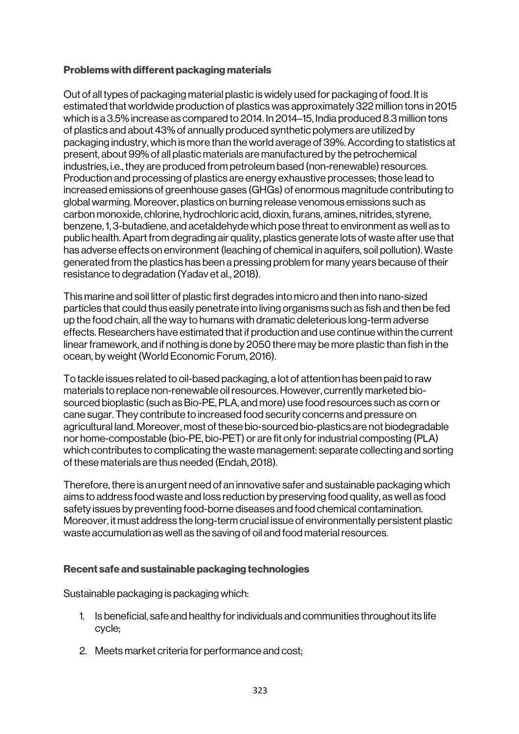### Problems with different packaging materials

Out of all types of packaging material plastic is widely used for packaging of food. It is estimated that worldwide production of plastics was approximately 322 million tons in 2015 which is a 3.5% increase as compared to 2014. In 2014–15, India produced 8.3 million tons of plastics and about 43% of annually produced synthetic polymers are utilized by packaging industry, which is more than the world average of 39%. According to statistics at present, about 99% of all plastic materials are manufactured by the petrochemical industries, i.e., they are produced from petroleum based (non-renewable) resources. Production and processing of plastics are energy exhaustive processes; those lead to increased emissions of greenhouse gases (GHGs) of enormous magnitude contributing to global warming. Moreover, plastics on burning release venomous emissions such as carbon monoxide, chlorine, hydrochloric acid, dioxin, furans, amines, nitrides, styrene, benzene, 1, 3-butadiene, and acetaldehyde which pose threat to environment as well as to public health. Apart from degrading air quality, plastics generate lots of waste after use that has adverse effects on environment (leaching of chemical in aquifers, soil pollution). Waste generated from the plastics has been a pressing problem for many years because of their resistance to degradation (Yadav et al., 2018).

This marine and soil litter of plastic first degrades into micro and then into nano-sized particles that could thus easily penetrate into living organisms such as fish and then be fed up the food chain, all the way to humans with dramatic deleterious long-term adverse effects. Researchers have estimated that if production and use continue within the current linear framework, and if nothing is done by 2050 there may be more plastic than fish in the ocean, by weight (World Economic Forum, 2016).

To tackle issues related to oil-based packaging, a lot of attention has been paid to raw materials to replace non-renewable oil resources. However, currently marketed bio-sourced bioplastic (such as Bio-PE, PLA, and more) use food resources such as corn or cane sugar. They contribute to increased food security concerns and pressure on agricultural land. Moreover, most of these bio-sourced bio-plastics are not biodegradable nor home-compostable (bio-PE, bio-PET) or are fit only for industrial composting (PLA) which contributes to complicating the waste management: separate collecting and sorting of these materials are thus needed (Endah, 2018).

Therefore, there is an urgent need of an innovative safer and sustainable packaging which aims to address food waste and loss reduction by preserving food quality, as well as food safety issues by preventing food-borne diseases and food chemical contamination. Moreover, it must address the long-term crucial issue of environmentally persistent plastic waste accumulation as well as the saving of oil and food material resources.

### Recent safe and sustainable packaging technologies

Sustainable packaging is packaging which:

1. Is beneficial, safe and healthy for individuals and communities throughout its life cycle;
2. Meets market criteria for performance and cost;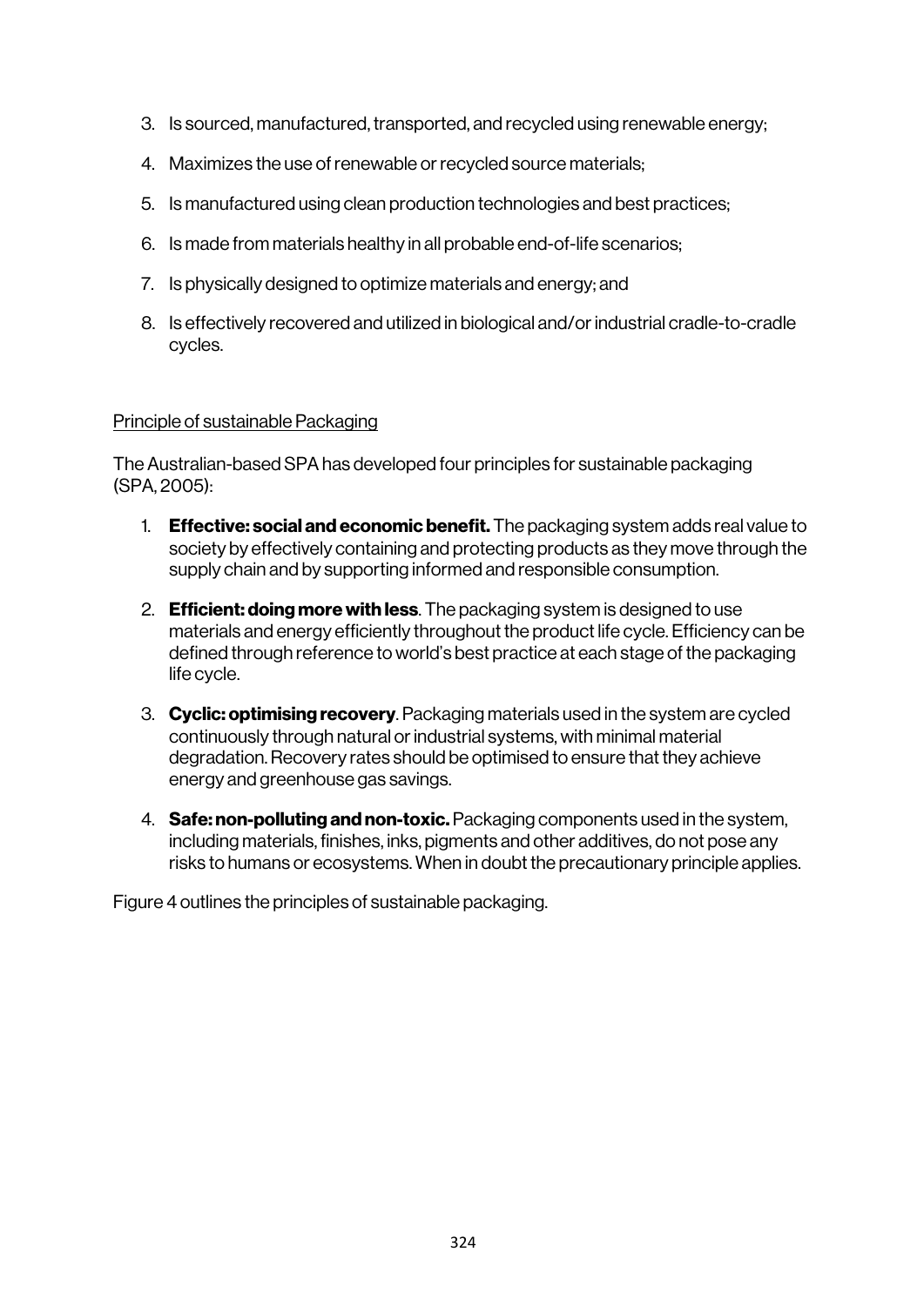3. Is sourced, manufactured, transported, and recycled using renewable energy;
4. Maximizes the use of renewable or recycled source materials;
5. Is manufactured using clean production technologies and best practices;
6. Is made from materials healthy in all probable end-of-life scenarios;
7. Is physically designed to optimize materials and energy; and
8. Is effectively recovered and utilized in biological and/or industrial cradle-to-cradle cycles.

<u>Principle of sustainable Packaging</u>

The Australian-based SPA has developed four principles for sustainable packaging (SPA, 2005):

1. **Effective: social and economic benefit.** The packaging system adds real value to society by effectively containing and protecting products as they move through the supply chain and by supporting informed and responsible consumption.
2. **Efficient: doing more with less**. The packaging system is designed to use materials and energy efficiently throughout the product life cycle. Efficiency can be defined through reference to world's best practice at each stage of the packaging life cycle.
3. **Cyclic: optimising recovery**. Packaging materials used in the system are cycled continuously through natural or industrial systems, with minimal material degradation. Recovery rates should be optimised to ensure that they achieve energy and greenhouse gas savings.
4. **Safe: non-polluting and non-toxic.** Packaging components used in the system, including materials, finishes, inks, pigments and other additives, do not pose any risks to humans or ecosystems. When in doubt the precautionary principle applies.

Figure 4 outlines the principles of sustainable packaging.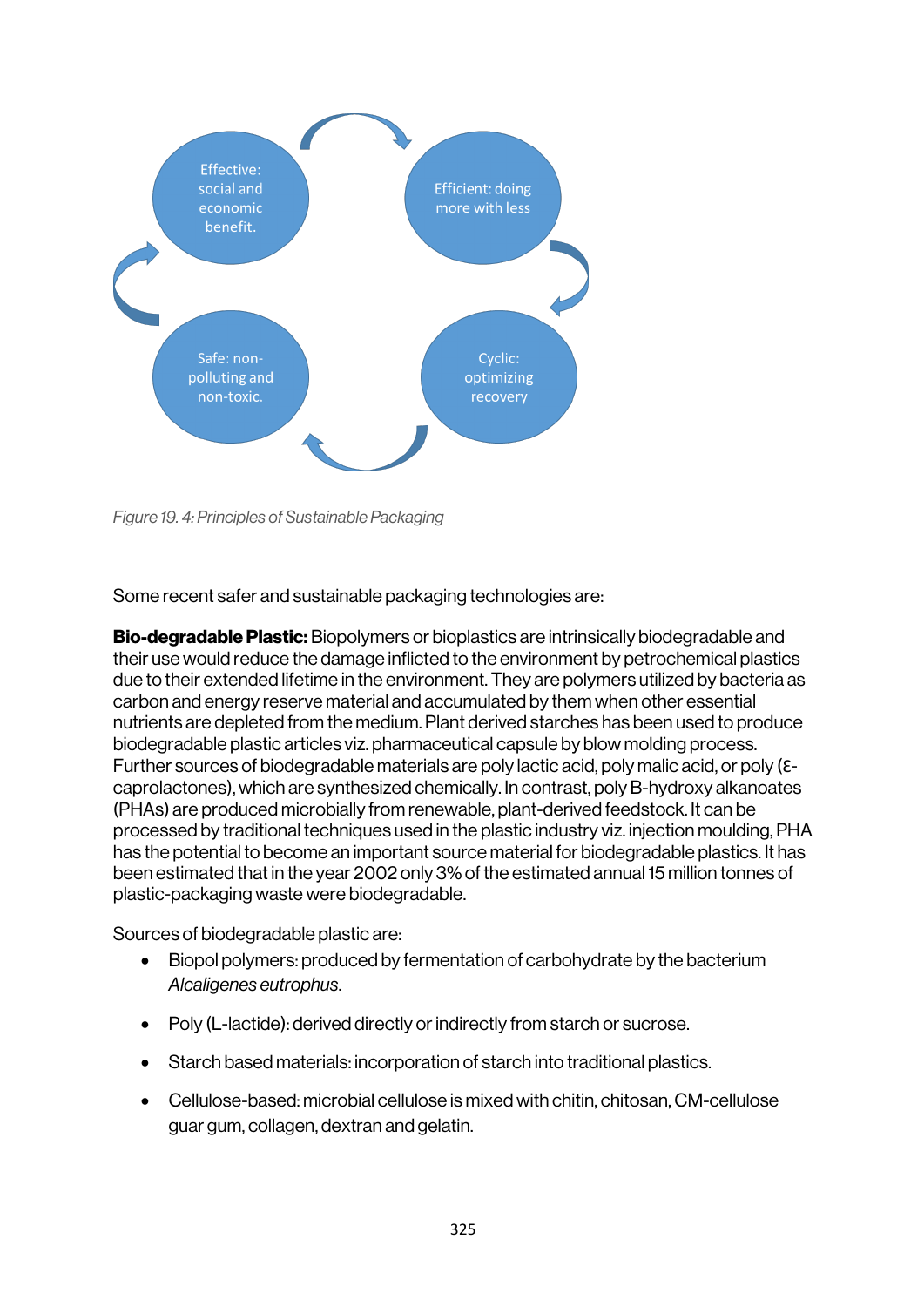Effective: social and economic benefit.

Efficient: doing more with less

Cyclic: optimizing recovery

Safe: non-polluting and non-toxic.

*Figure 19. 4: Principles of Sustainable Packaging*

Some recent safer and sustainable packaging technologies are:

**Bio-degradable Plastic:** Biopolymers or bioplastics are intrinsically biodegradable and their use would reduce the damage inflicted to the environment by petrochemical plastics due to their extended lifetime in the environment. They are polymers utilized by bacteria as carbon and energy reserve material and accumulated by them when other essential nutrients are depleted from the medium. Plant derived starches has been used to produce biodegradable plastic articles viz. pharmaceutical capsule by blow molding process. Further sources of biodegradable materials are poly lactic acid, poly malic acid, or poly (ε-caprolactones), which are synthesized chemically. In contrast, poly B-hydroxy alkanoates (PHAs) are produced microbially from renewable, plant-derived feedstock. It can be processed by traditional techniques used in the plastic industry viz. injection moulding, PHA has the potential to become an important source material for biodegradable plastics. It has been estimated that in the year 2002 only 3% of the estimated annual 15 million tonnes of plastic-packaging waste were biodegradable.

Sources of biodegradable plastic are:

- Biopol polymers: produced by fermentation of carbohydrate by the bacterium *Alcaligenes eutrophus*.
- Poly (L-lactide): derived directly or indirectly from starch or sucrose.
- Starch based materials: incorporation of starch into traditional plastics.
- Cellulose-based: microbial cellulose is mixed with chitin, chitosan, CM-cellulose guar gum, collagen, dextran and gelatin.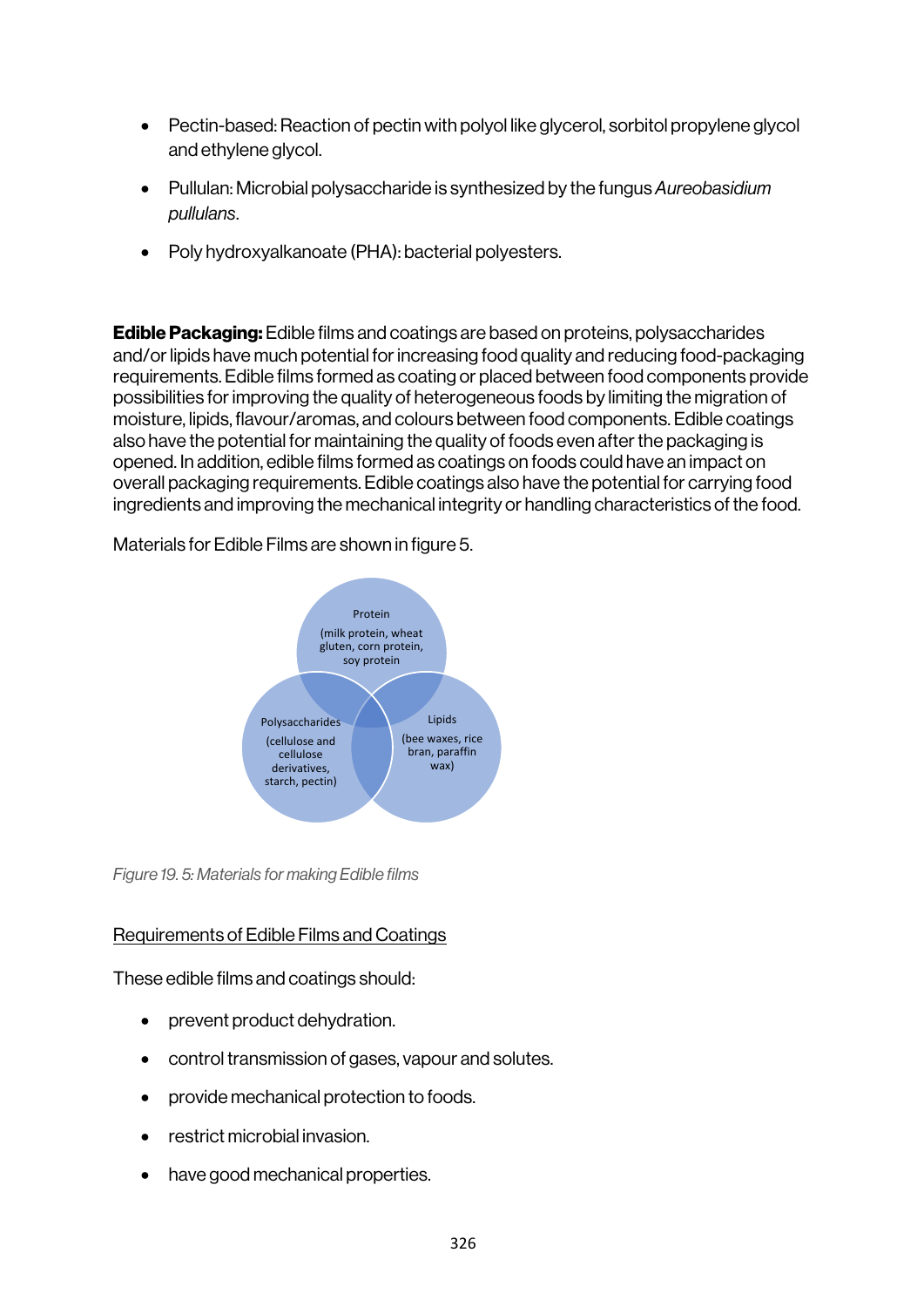- Pectin-based: Reaction of pectin with polyol like glycerol, sorbitol propylene glycol and ethylene glycol.
- Pullulan: Microbial polysaccharide is synthesized by the fungus *Aureobasidium pullulans*.
- Poly hydroxyalkanoate (PHA): bacterial polyesters.

**Edible Packaging:** Edible films and coatings are based on proteins, polysaccharides and/or lipids have much potential for increasing food quality and reducing food-packaging requirements. Edible films formed as coating or placed between food components provide possibilities for improving the quality of heterogeneous foods by limiting the migration of moisture, lipids, flavour/aromas, and colours between food components. Edible coatings also have the potential for maintaining the quality of foods even after the packaging is opened. In addition, edible films formed as coatings on foods could have an impact on overall packaging requirements. Edible coatings also have the potential for carrying food ingredients and improving the mechanical integrity or handling characteristics of the food.

Materials for Edible Films are shown in figure 5.

Protein (milk protein, wheat gluten, corn protein, soy protein)

Polysaccharides (cellulose and cellulose derivatives, starch, pectin)

Lipids (bee waxes, rice bran, paraffin wax)

*Figure 19. 5: Materials for making Edible films*

<u>Requirements of Edible Films and Coatings</u>

These edible films and coatings should:

- prevent product dehydration.
- control transmission of gases, vapour and solutes.
- provide mechanical protection to foods.
- restrict microbial invasion.
- have good mechanical properties.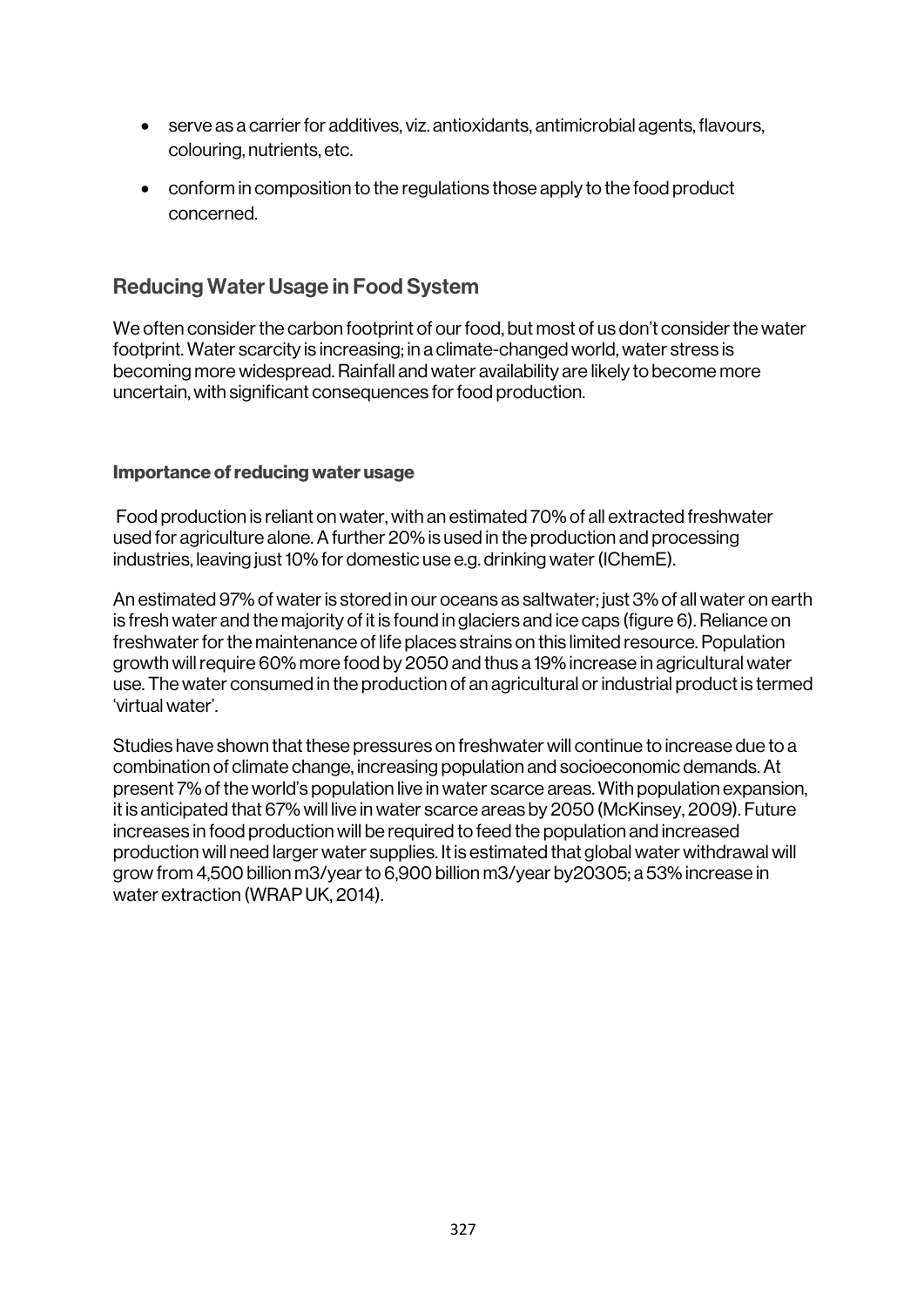- serve as a carrier for additives, viz. antioxidants, antimicrobial agents, flavours, colouring, nutrients, etc.
- conform in composition to the regulations those apply to the food product concerned.

## Reducing Water Usage in Food System

We often consider the carbon footprint of our food, but most of us don't consider the water footprint. Water scarcity is increasing; in a climate-changed world, water stress is becoming more widespread. Rainfall and water availability are likely to become more uncertain, with significant consequences for food production.

### Importance of reducing water usage

Food production is reliant on water, with an estimated 70% of all extracted freshwater used for agriculture alone. A further 20% is used in the production and processing industries, leaving just 10% for domestic use e.g. drinking water (IChemE).

An estimated 97% of water is stored in our oceans as saltwater; just 3% of all water on earth is fresh water and the majority of it is found in glaciers and ice caps (figure 6). Reliance on freshwater for the maintenance of life places strains on this limited resource. Population growth will require 60% more food by 2050 and thus a 19% increase in agricultural water use. The water consumed in the production of an agricultural or industrial product is termed 'virtual water'.

Studies have shown that these pressures on freshwater will continue to increase due to a combination of climate change, increasing population and socioeconomic demands. At present 7% of the world's population live in water scarce areas. With population expansion, it is anticipated that 67% will live in water scarce areas by 2050 (McKinsey, 2009). Future increases in food production will be required to feed the population and increased production will need larger water supplies. It is estimated that global water withdrawal will grow from 4,500 billion m3/year to 6,900 billion m3/year by20305; a 53% increase in water extraction (WRAP UK, 2014).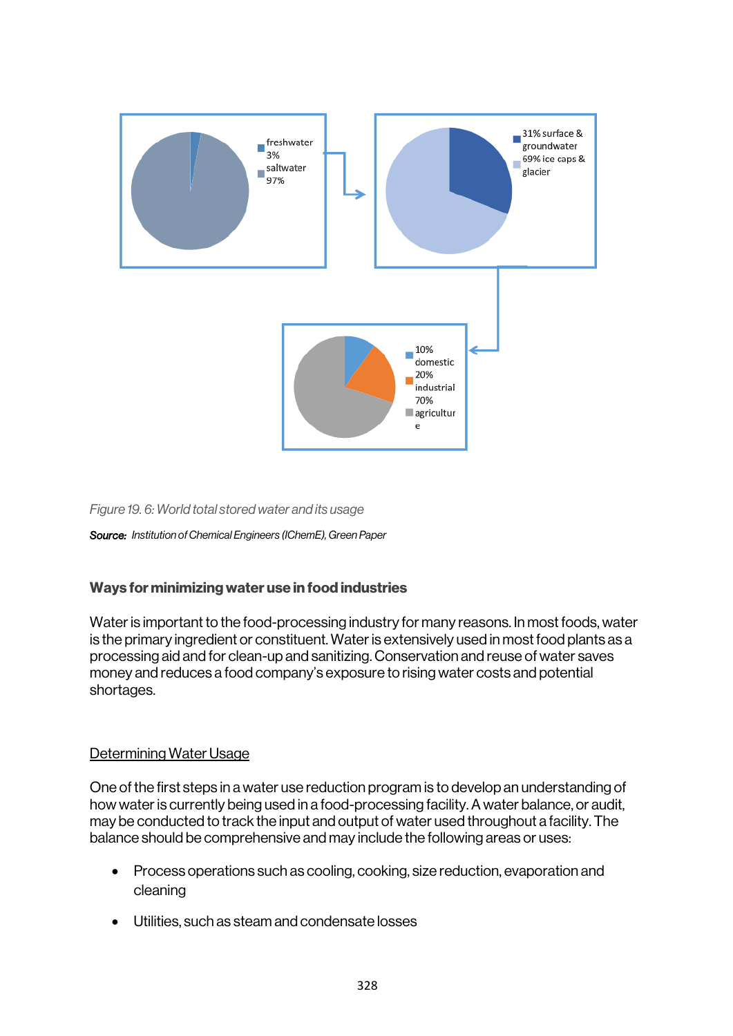*Figure 19. 6: World total stored water and its usage*

***Source:*** *Institution of Chemical Engineers (IChemE), Green Paper*

**Ways for minimizing water use in food industries**

Water is important to the food-processing industry for many reasons. In most foods, water is the primary ingredient or constituent. Water is extensively used in most food plants as a processing aid and for clean-up and sanitizing. Conservation and reuse of water saves money and reduces a food company's exposure to rising water costs and potential shortages.

<u>Determining Water Usage</u>

One of the first steps in a water use reduction program is to develop an understanding of how water is currently being used in a food-processing facility. A water balance, or audit, may be conducted to track the input and output of water used throughout a facility. The balance should be comprehensive and may include the following areas or uses:

- Process operations such as cooling, cooking, size reduction, evaporation and cleaning
- Utilities, such as steam and condensate losses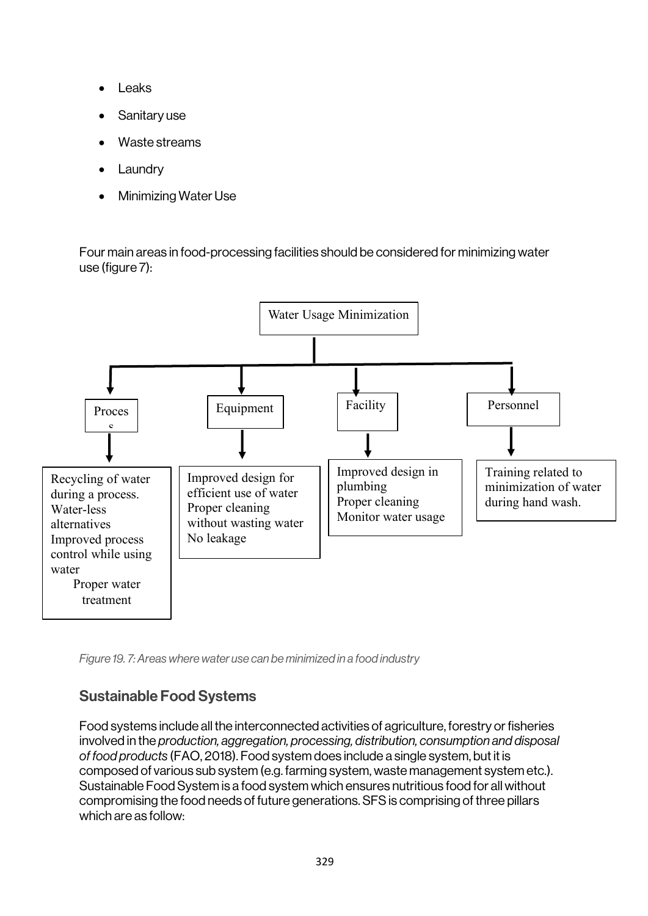- Leaks
- Sanitary use
- Waste streams
- Laundry
- Minimizing Water Use

Four main areas in food-processing facilities should be considered for minimizing water use (figure 7):

Water Usage Minimization

- **Process**
  - Recycling of water during a process.
  - Water-less alternatives
  - Improved process control while using water
  - Proper water treatment
- **Equipment**
  - Improved design for efficient use of water
  - Proper cleaning without wasting water
  - No leakage
- **Facility**
  - Improved design in plumbing
  - Proper cleaning
  - Monitor water usage
- **Personnel**
  - Training related to minimization of water during hand wash.

*Figure 19. 7: Areas where water use can be minimized in a food industry*

## Sustainable Food Systems

Food systems include all the interconnected activities of agriculture, forestry or fisheries involved in the *production, aggregation, processing, distribution, consumption and disposal of food products* (FAO, 2018). Food system does include a single system, but it is composed of various sub system (e.g. farming system, waste management system etc.). Sustainable Food System is a food system which ensures nutritious food for all without compromising the food needs of future generations. SFS is comprising of three pillars which are as follow: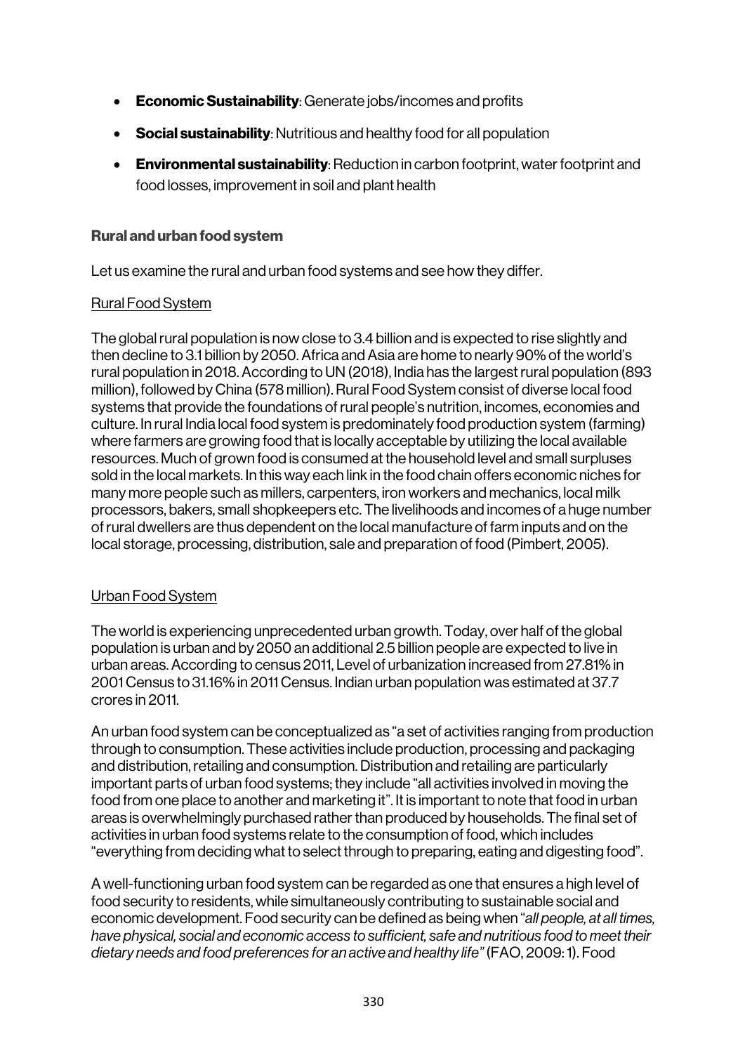- **Economic Sustainability**: Generate jobs/incomes and profits
- **Social sustainability**: Nutritious and healthy food for all population
- **Environmental sustainability**: Reduction in carbon footprint, water footprint and food losses, improvement in soil and plant health

### Rural and urban food system

Let us examine the rural and urban food systems and see how they differ.

Rural Food System

The global rural population is now close to 3.4 billion and is expected to rise slightly and then decline to 3.1 billion by 2050. Africa and Asia are home to nearly 90% of the world's rural population in 2018. According to UN (2018), India has the largest rural population (893 million), followed by China (578 million). Rural Food System consist of diverse local food systems that provide the foundations of rural people's nutrition, incomes, economies and culture. In rural India local food system is predominately food production system (farming) where farmers are growing food that is locally acceptable by utilizing the local available resources. Much of grown food is consumed at the household level and small surpluses sold in the local markets. In this way each link in the food chain offers economic niches for many more people such as millers, carpenters, iron workers and mechanics, local milk processors, bakers, small shopkeepers etc. The livelihoods and incomes of a huge number of rural dwellers are thus dependent on the local manufacture of farm inputs and on the local storage, processing, distribution, sale and preparation of food (Pimbert, 2005).

Urban Food System

The world is experiencing unprecedented urban growth. Today, over half of the global population is urban and by 2050 an additional 2.5 billion people are expected to live in urban areas. According to census 2011, Level of urbanization increased from 27.81% in 2001 Census to 31.16% in 2011 Census. Indian urban population was estimated at 37.7 crores in 2011.

An urban food system can be conceptualized as "a set of activities ranging from production through to consumption. These activities include production, processing and packaging and distribution, retailing and consumption. Distribution and retailing are particularly important parts of urban food systems; they include "all activities involved in moving the food from one place to another and marketing it". It is important to note that food in urban areas is overwhelmingly purchased rather than produced by households. The final set of activities in urban food systems relate to the consumption of food, which includes "everything from deciding what to select through to preparing, eating and digesting food".

A well-functioning urban food system can be regarded as one that ensures a high level of food security to residents, while simultaneously contributing to sustainable social and economic development. Food security can be defined as being when "*all people, at all times, have physical, social and economic access to sufficient, safe and nutritious food to meet their dietary needs and food preferences for an active and healthy life*" (FAO, 2009: 1). Food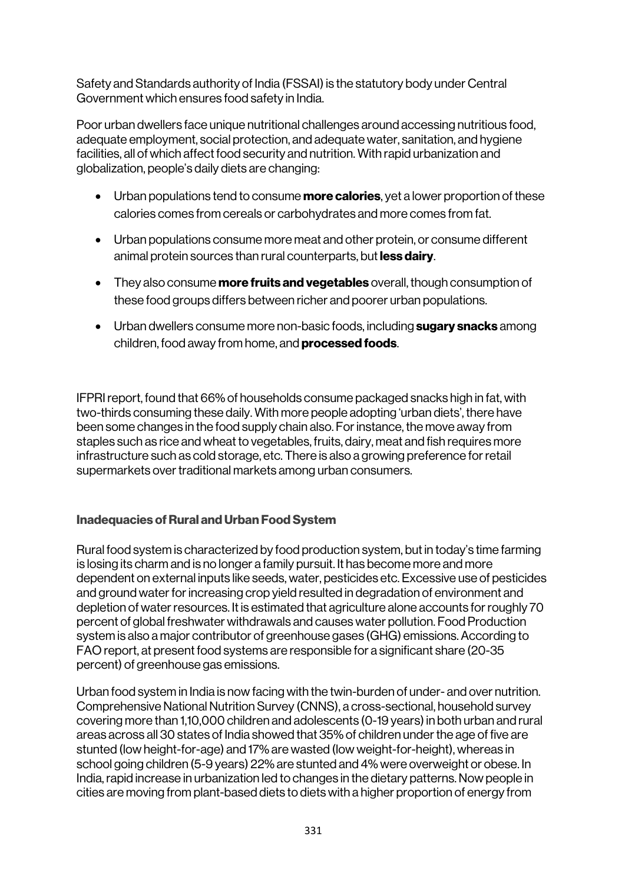Safety and Standards authority of India (FSSAI) is the statutory body under Central Government which ensures food safety in India.

Poor urban dwellers face unique nutritional challenges around accessing nutritious food, adequate employment, social protection, and adequate water, sanitation, and hygiene facilities, all of which affect food security and nutrition. With rapid urbanization and globalization, people's daily diets are changing:

- Urban populations tend to consume **more calories**, yet a lower proportion of these calories comes from cereals or carbohydrates and more comes from fat.
- Urban populations consume more meat and other protein, or consume different animal protein sources than rural counterparts, but **less dairy**.
- They also consume **more fruits and vegetables** overall, though consumption of these food groups differs between richer and poorer urban populations.
- Urban dwellers consume more non-basic foods, including **sugary snacks** among children, food away from home, and **processed foods**.

IFPRI report, found that 66% of households consume packaged snacks high in fat, with two-thirds consuming these daily. With more people adopting 'urban diets', there have been some changes in the food supply chain also. For instance, the move away from staples such as rice and wheat to vegetables, fruits, dairy, meat and fish requires more infrastructure such as cold storage, etc. There is also a growing preference for retail supermarkets over traditional markets among urban consumers.

### Inadequacies of Rural and Urban Food System

Rural food system is characterized by food production system, but in today's time farming is losing its charm and is no longer a family pursuit. It has become more and more dependent on external inputs like seeds, water, pesticides etc. Excessive use of pesticides and ground water for increasing crop yield resulted in degradation of environment and depletion of water resources. It is estimated that agriculture alone accounts for roughly 70 percent of global freshwater withdrawals and causes water pollution. Food Production system is also a major contributor of greenhouse gases (GHG) emissions. According to FAO report, at present food systems are responsible for a significant share (20-35 percent) of greenhouse gas emissions.

Urban food system in India is now facing with the twin-burden of under- and over nutrition. Comprehensive National Nutrition Survey (CNNS), a cross-sectional, household survey covering more than 1,10,000 children and adolescents (0-19 years) in both urban and rural areas across all 30 states of India showed that 35% of children under the age of five are stunted (low height-for-age) and 17% are wasted (low weight-for-height), whereas in school going children (5-9 years) 22% are stunted and 4% were overweight or obese. In India, rapid increase in urbanization led to changes in the dietary patterns. Now people in cities are moving from plant-based diets to diets with a higher proportion of energy from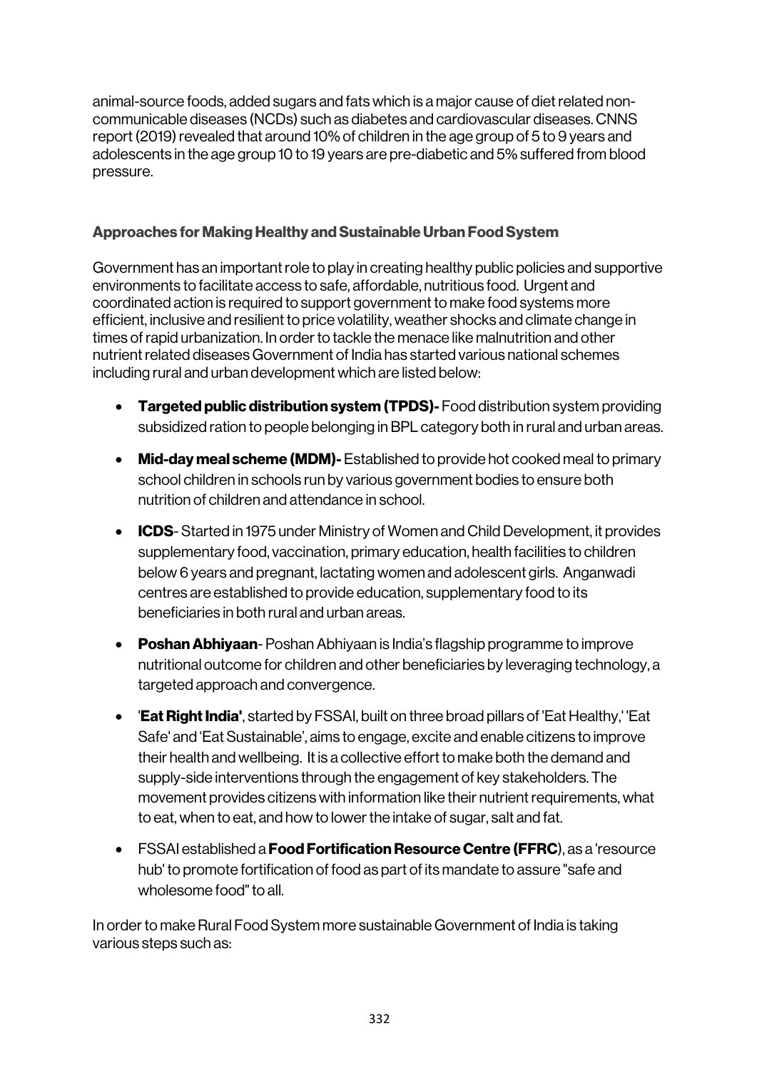animal-source foods, added sugars and fats which is a major cause of diet related non-communicable diseases (NCDs) such as diabetes and cardiovascular diseases. CNNS report (2019) revealed that around 10% of children in the age group of 5 to 9 years and adolescents in the age group 10 to 19 years are pre-diabetic and 5% suffered from blood pressure.

### Approaches for Making Healthy and Sustainable Urban Food System

Government has an important role to play in creating healthy public policies and supportive environments to facilitate access to safe, affordable, nutritious food. Urgent and coordinated action is required to support government to make food systems more efficient, inclusive and resilient to price volatility, weather shocks and climate change in times of rapid urbanization. In order to tackle the menace like malnutrition and other nutrient related diseases Government of India has started various national schemes including rural and urban development which are listed below:

- **Targeted public distribution system (TPDS)-** Food distribution system providing subsidized ration to people belonging in BPL category both in rural and urban areas.
- **Mid-day meal scheme (MDM)-** Established to provide hot cooked meal to primary school children in schools run by various government bodies to ensure both nutrition of children and attendance in school.
- **ICDS**- Started in 1975 under Ministry of Women and Child Development, it provides supplementary food, vaccination, primary education, health facilities to children below 6 years and pregnant, lactating women and adolescent girls. Anganwadi centres are established to provide education, supplementary food to its beneficiaries in both rural and urban areas.
- **Poshan Abhiyaan**- Poshan Abhiyaan is India's flagship programme to improve nutritional outcome for children and other beneficiaries by leveraging technology, a targeted approach and convergence.
- '**Eat Right India'**, started by FSSAI, built on three broad pillars of 'Eat Healthy,' 'Eat Safe' and 'Eat Sustainable', aims to engage, excite and enable citizens to improve their health and wellbeing. It is a collective effort to make both the demand and supply-side interventions through the engagement of key stakeholders. The movement provides citizens with information like their nutrient requirements, what to eat, when to eat, and how to lower the intake of sugar, salt and fat.
- FSSAI established a **Food Fortification Resource Centre (FFRC**), as a 'resource hub' to promote fortification of food as part of its mandate to assure "safe and wholesome food" to all.

In order to make Rural Food System more sustainable Government of India is taking various steps such as: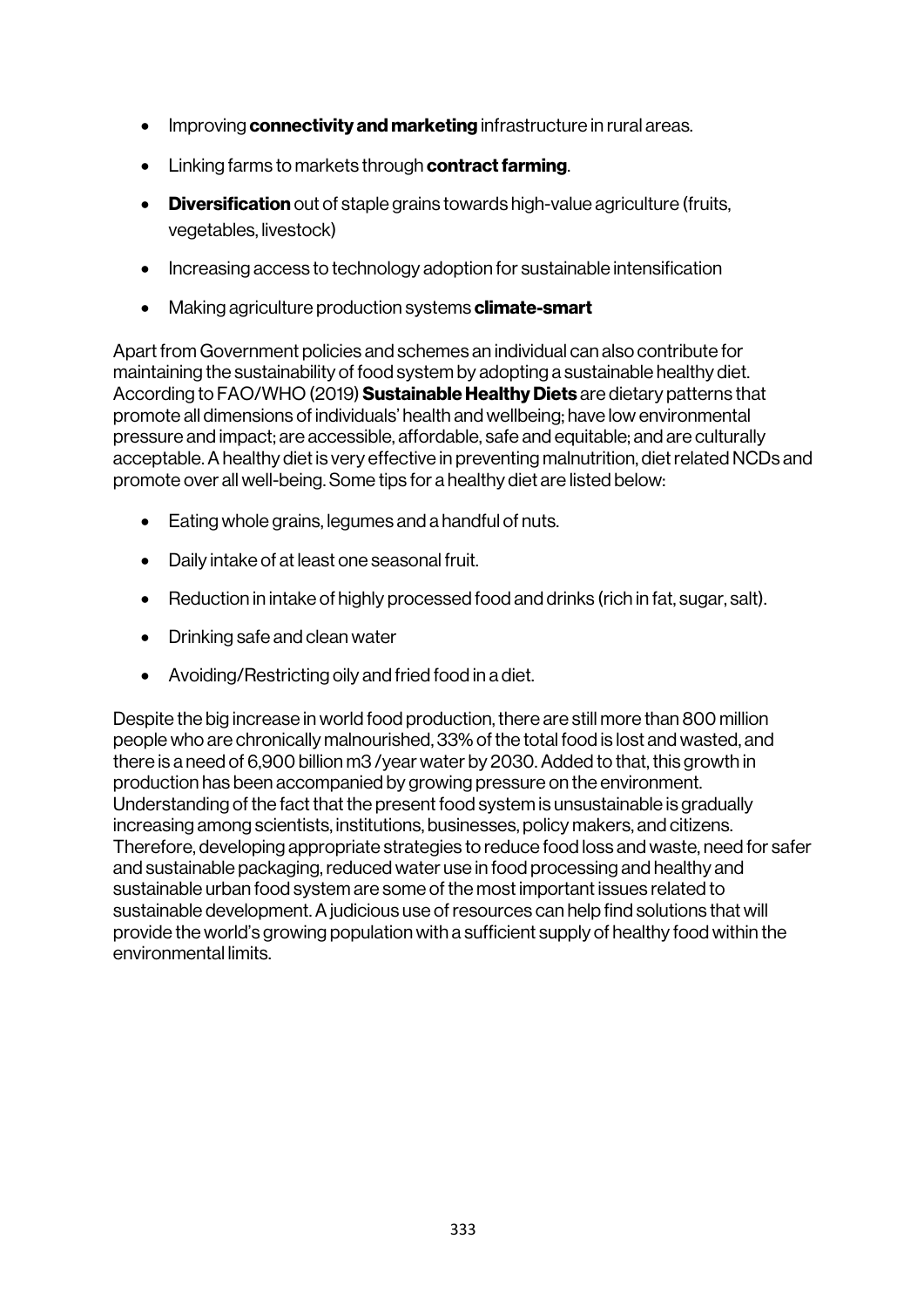- Improving **connectivity and marketing** infrastructure in rural areas.
- Linking farms to markets through **contract farming**.
- **Diversification** out of staple grains towards high-value agriculture (fruits, vegetables, livestock)
- Increasing access to technology adoption for sustainable intensification
- Making agriculture production systems **climate-smart**

Apart from Government policies and schemes an individual can also contribute for maintaining the sustainability of food system by adopting a sustainable healthy diet. According to FAO/WHO (2019) **Sustainable Healthy Diets** are dietary patterns that promote all dimensions of individuals' health and wellbeing; have low environmental pressure and impact; are accessible, affordable, safe and equitable; and are culturally acceptable. A healthy diet is very effective in preventing malnutrition, diet related NCDs and promote over all well-being. Some tips for a healthy diet are listed below:

- Eating whole grains, legumes and a handful of nuts.
- Daily intake of at least one seasonal fruit.
- Reduction in intake of highly processed food and drinks (rich in fat, sugar, salt).
- Drinking safe and clean water
- Avoiding/Restricting oily and fried food in a diet.

Despite the big increase in world food production, there are still more than 800 million people who are chronically malnourished, 33% of the total food is lost and wasted, and there is a need of 6,900 billion $m^3$ /year water by 2030. Added to that, this growth in production has been accompanied by growing pressure on the environment. Understanding of the fact that the present food system is unsustainable is gradually increasing among scientists, institutions, businesses, policy makers, and citizens. Therefore, developing appropriate strategies to reduce food loss and waste, need for safer and sustainable packaging, reduced water use in food processing and healthy and sustainable urban food system are some of the most important issues related to sustainable development. A judicious use of resources can help find solutions that will provide the world's growing population with a sufficient supply of healthy food within the environmental limits.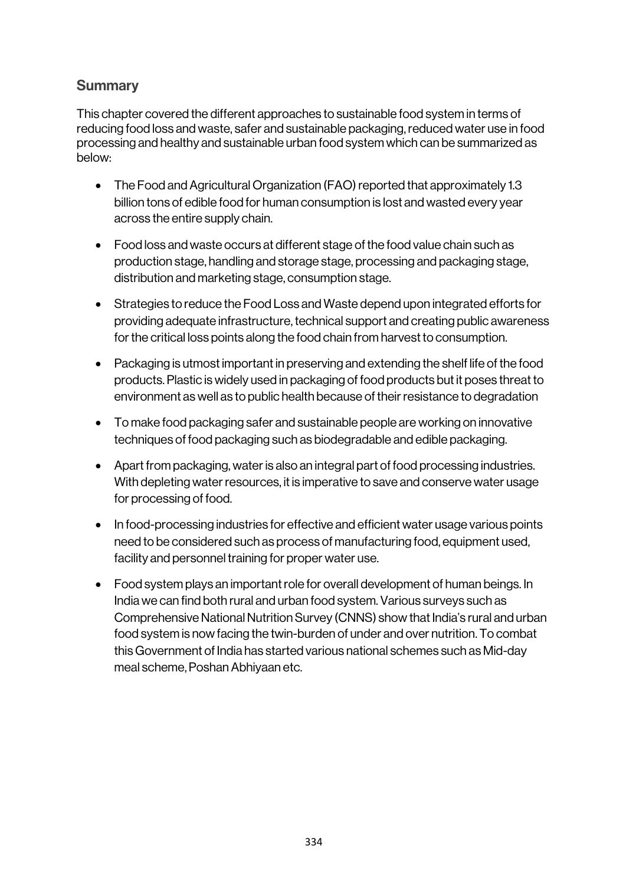## Summary

This chapter covered the different approaches to sustainable food system in terms of reducing food loss and waste, safer and sustainable packaging, reduced water use in food processing and healthy and sustainable urban food system which can be summarized as below:

- The Food and Agricultural Organization (FAO) reported that approximately 1.3 billion tons of edible food for human consumption is lost and wasted every year across the entire supply chain.
- Food loss and waste occurs at different stage of the food value chain such as production stage, handling and storage stage, processing and packaging stage, distribution and marketing stage, consumption stage.
- Strategies to reduce the Food Loss and Waste depend upon integrated efforts for providing adequate infrastructure, technical support and creating public awareness for the critical loss points along the food chain from harvest to consumption.
- Packaging is utmost important in preserving and extending the shelf life of the food products. Plastic is widely used in packaging of food products but it poses threat to environment as well as to public health because of their resistance to degradation
- To make food packaging safer and sustainable people are working on innovative techniques of food packaging such as biodegradable and edible packaging.
- Apart from packaging, water is also an integral part of food processing industries. With depleting water resources, it is imperative to save and conserve water usage for processing of food.
- In food-processing industries for effective and efficient water usage various points need to be considered such as process of manufacturing food, equipment used, facility and personnel training for proper water use.
- Food system plays an important role for overall development of human beings. In India we can find both rural and urban food system. Various surveys such as Comprehensive National Nutrition Survey (CNNS) show that India's rural and urban food system is now facing the twin-burden of under and over nutrition. To combat this Government of India has started various national schemes such as Mid-day meal scheme, Poshan Abhiyaan etc.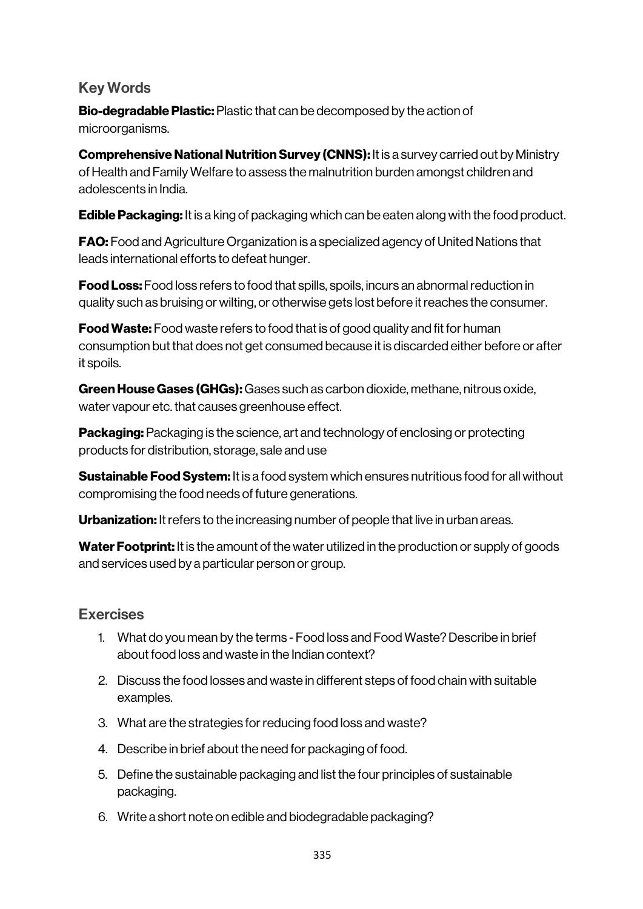## Key Words

**Bio-degradable Plastic:** Plastic that can be decomposed by the action of microorganisms.

**Comprehensive National Nutrition Survey (CNNS):** It is a survey carried out by Ministry of Health and Family Welfare to assess the malnutrition burden amongst children and adolescents in India.

**Edible Packaging:** It is a king of packaging which can be eaten along with the food product.

**FAO:** Food and Agriculture Organization is a specialized agency of United Nations that leads international efforts to defeat hunger.

**Food Loss:** Food loss refers to food that spills, spoils, incurs an abnormal reduction in quality such as bruising or wilting, or otherwise gets lost before it reaches the consumer.

**Food Waste:** Food waste refers to food that is of good quality and fit for human consumption but that does not get consumed because it is discarded either before or after it spoils.

**Green House Gases (GHGs):** Gases such as carbon dioxide, methane, nitrous oxide, water vapour etc. that causes greenhouse effect.

**Packaging:** Packaging is the science, art and technology of enclosing or protecting products for distribution, storage, sale and use

**Sustainable Food System:** It is a food system which ensures nutritious food for all without compromising the food needs of future generations.

**Urbanization:** It refers to the increasing number of people that live in urban areas.

**Water Footprint:** It is the amount of the water utilized in the production or supply of goods and services used by a particular person or group.

## Exercises

1. What do you mean by the terms - Food loss and Food Waste? Describe in brief about food loss and waste in the Indian context?
2. Discuss the food losses and waste in different steps of food chain with suitable examples.
3. What are the strategies for reducing food loss and waste?
4. Describe in brief about the need for packaging of food.
5. Define the sustainable packaging and list the four principles of sustainable packaging.
6. Write a short note on edible and biodegradable packaging?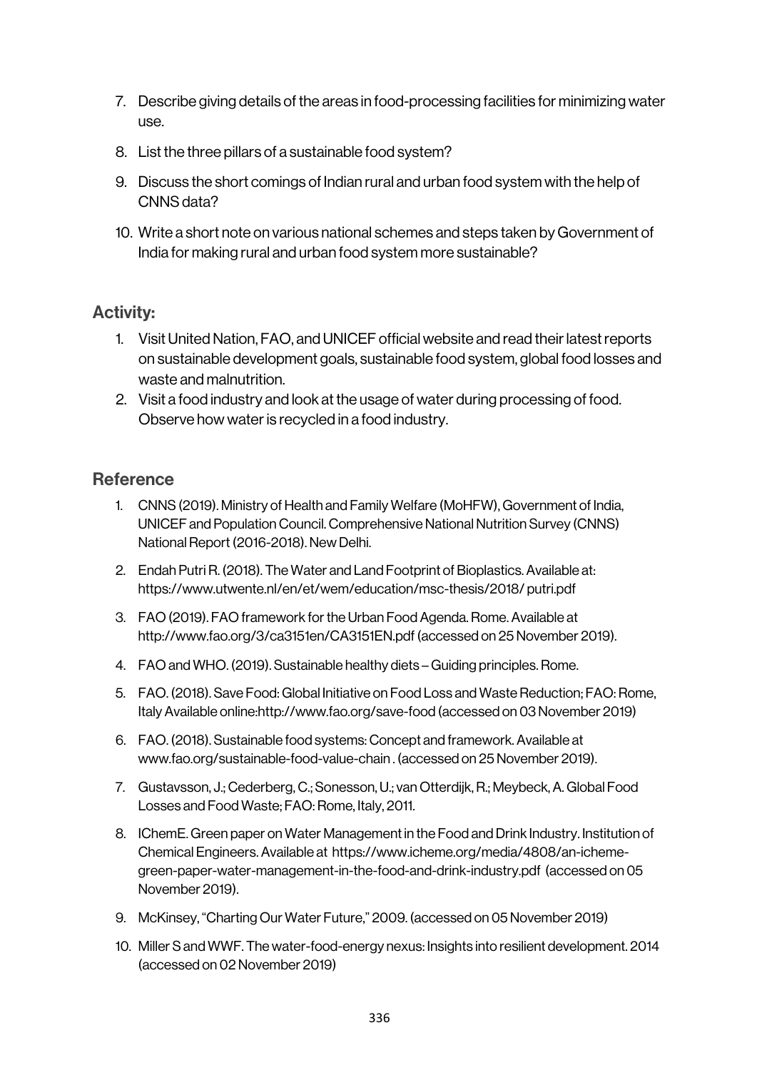7. Describe giving details of the areas in food-processing facilities for minimizing water use.
8. List the three pillars of a sustainable food system?
9. Discuss the short comings of Indian rural and urban food system with the help of CNNS data?
10. Write a short note on various national schemes and steps taken by Government of India for making rural and urban food system more sustainable?

## Activity:

1. Visit United Nation, FAO, and UNICEF official website and read their latest reports on sustainable development goals, sustainable food system, global food losses and waste and malnutrition.
2. Visit a food industry and look at the usage of water during processing of food. Observe how water is recycled in a food industry.

## Reference

1. CNNS (2019). Ministry of Health and Family Welfare (MoHFW), Government of India, UNICEF and Population Council. Comprehensive National Nutrition Survey (CNNS) National Report (2016-2018). New Delhi.
2. Endah Putri R. (2018). The Water and Land Footprint of Bioplastics. Available at: https://www.utwente.nl/en/et/wem/education/msc-thesis/2018/ putri.pdf
3. FAO (2019). FAO framework for the Urban Food Agenda. Rome. Available at http://www.fao.org/3/ca3151en/CA3151EN.pdf (accessed on 25 November 2019).
4. FAO and WHO. (2019). Sustainable healthy diets – Guiding principles. Rome.
5. FAO. (2018). Save Food: Global Initiative on Food Loss and Waste Reduction; FAO: Rome, Italy Available online:http://www.fao.org/save-food (accessed on 03 November 2019)
6. FAO. (2018). Sustainable food systems: Concept and framework. Available at www.fao.org/sustainable-food-value-chain . (accessed on 25 November 2019).
7. Gustavsson, J.; Cederberg, C.; Sonesson, U.; van Otterdijk, R.; Meybeck, A. Global Food Losses and Food Waste; FAO: Rome, Italy, 2011.
8. IChemE. Green paper on Water Management in the Food and Drink Industry. Institution of Chemical Engineers. Available at https://www.icheme.org/media/4808/an-icheme-green-paper-water-management-in-the-food-and-drink-industry.pdf (accessed on 05 November 2019).
9. McKinsey, "Charting Our Water Future," 2009. (accessed on 05 November 2019)
10. Miller S and WWF. The water-food-energy nexus: Insights into resilient development. 2014 (accessed on 02 November 2019)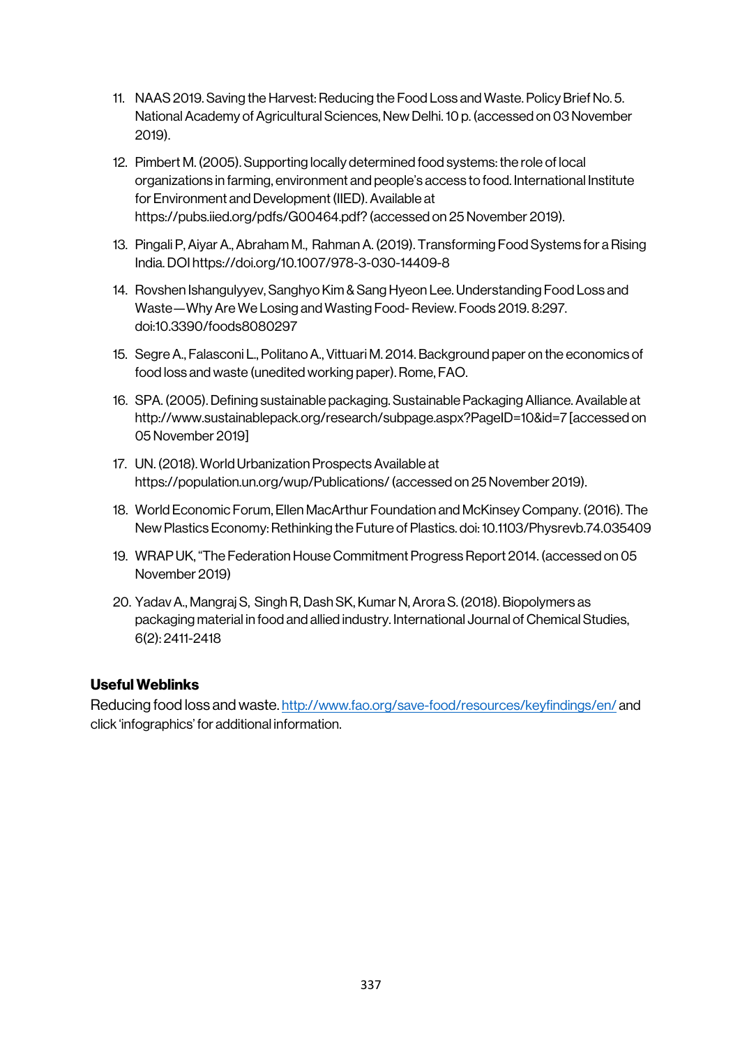11. NAAS 2019. Saving the Harvest: Reducing the Food Loss and Waste. Policy Brief No. 5. National Academy of Agricultural Sciences, New Delhi. 10 p. (accessed on 03 November 2019).

12. Pimbert M. (2005). Supporting locally determined food systems: the role of local organizations in farming, environment and people's access to food. International Institute for Environment and Development (IIED). Available at https://pubs.iied.org/pdfs/G00464.pdf? (accessed on 25 November 2019).

13. Pingali P, Aiyar A., Abraham M., Rahman A. (2019). Transforming Food Systems for a Rising India. DOI https://doi.org/10.1007/978-3-030-14409-8

14. Rovshen Ishangulyyev, Sanghyo Kim & Sang Hyeon Lee. Understanding Food Loss and Waste—Why Are We Losing and Wasting Food- Review. Foods 2019. 8:297. doi:10.3390/foods8080297

15. Segre A., Falasconi L., Politano A., Vittuari M. 2014. Background paper on the economics of food loss and waste (unedited working paper). Rome, FAO.

16. SPA. (2005). Defining sustainable packaging. Sustainable Packaging Alliance. Available at http://www.sustainablepack.org/research/subpage.aspx?PageID=10&id=7 [accessed on 05 November 2019]

17. UN. (2018). World Urbanization Prospects Available at https://population.un.org/wup/Publications/ (accessed on 25 November 2019).

18. World Economic Forum, Ellen MacArthur Foundation and McKinsey Company. (2016). The New Plastics Economy: Rethinking the Future of Plastics. doi: 10.1103/Physrevb.74.035409

19. WRAP UK, "The Federation House Commitment Progress Report 2014. (accessed on 05 November 2019)

20. Yadav A., Mangraj S, Singh R, Dash SK, Kumar N, Arora S. (2018). Biopolymers as packaging material in food and allied industry. International Journal of Chemical Studies, 6(2): 2411-2418

## Useful Weblinks

Reducing food loss and waste. http://www.fao.org/save-food/resources/keyfindings/en/ and click 'infographics' for additional information.